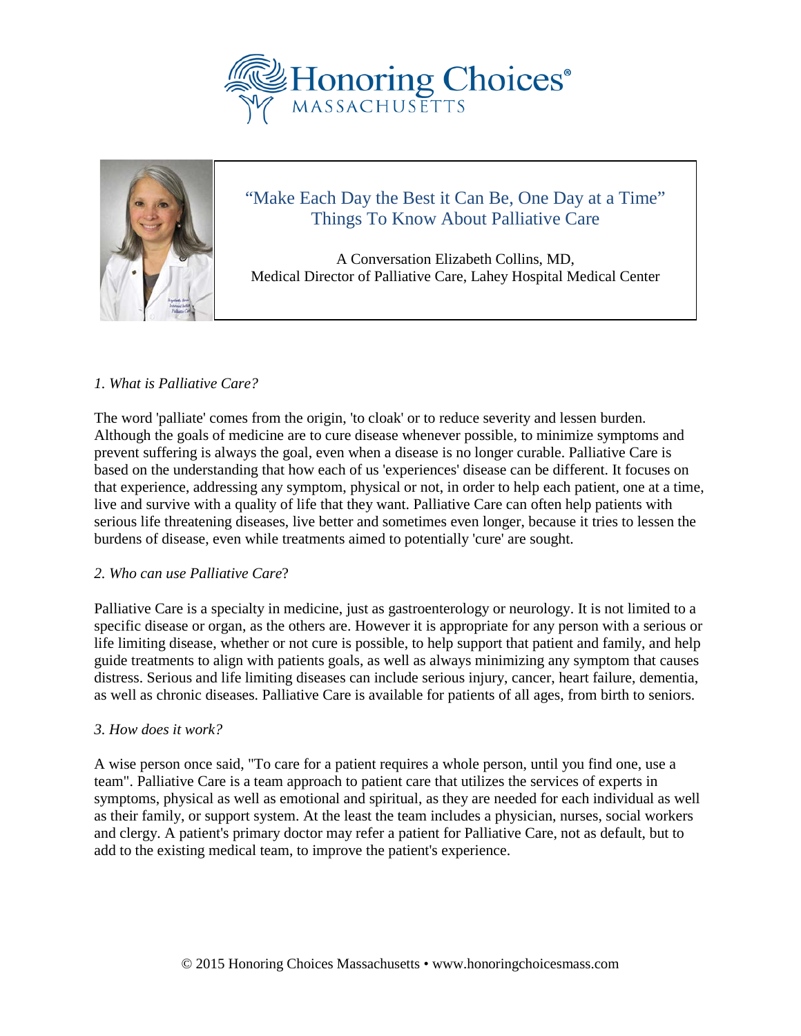# Honoring Choices MASSACHUSETTS

## "Make Each Day the Best it Can Be, One Day at a Time" Things To Know About Palliative Care

A Conversation Elizabeth Collins, MD,
Medical Director of Palliative Care, Lahey Hospital Medical Center

*1. What is Palliative Care?*

The word 'palliate' comes from the origin, 'to cloak' or to reduce severity and lessen burden. Although the goals of medicine are to cure disease whenever possible, to minimize symptoms and prevent suffering is always the goal, even when a disease is no longer curable. Palliative Care is based on the understanding that how each of us 'experiences' disease can be different. It focuses on that experience, addressing any symptom, physical or not, in order to help each patient, one at a time, live and survive with a quality of life that they want. Palliative Care can often help patients with serious life threatening diseases, live better and sometimes even longer, because it tries to lessen the burdens of disease, even while treatments aimed to potentially 'cure' are sought.

*2. Who can use Palliative Care*?

Palliative Care is a specialty in medicine, just as gastroenterology or neurology. It is not limited to a specific disease or organ, as the others are. However it is appropriate for any person with a serious or life limiting disease, whether or not cure is possible, to help support that patient and family, and help guide treatments to align with patients goals, as well as always minimizing any symptom that causes distress. Serious and life limiting diseases can include serious injury, cancer, heart failure, dementia, as well as chronic diseases. Palliative Care is available for patients of all ages, from birth to seniors.

*3. How does it work?*

A wise person once said, "To care for a patient requires a whole person, until you find one, use a team". Palliative Care is a team approach to patient care that utilizes the services of experts in symptoms, physical as well as emotional and spiritual, as they are needed for each individual as well as their family, or support system. At the least the team includes a physician, nurses, social workers and clergy. A patient's primary doctor may refer a patient for Palliative Care, not as default, but to add to the existing medical team, to improve the patient's experience.

© 2015 Honoring Choices Massachusetts • www.honoringchoicesmass.com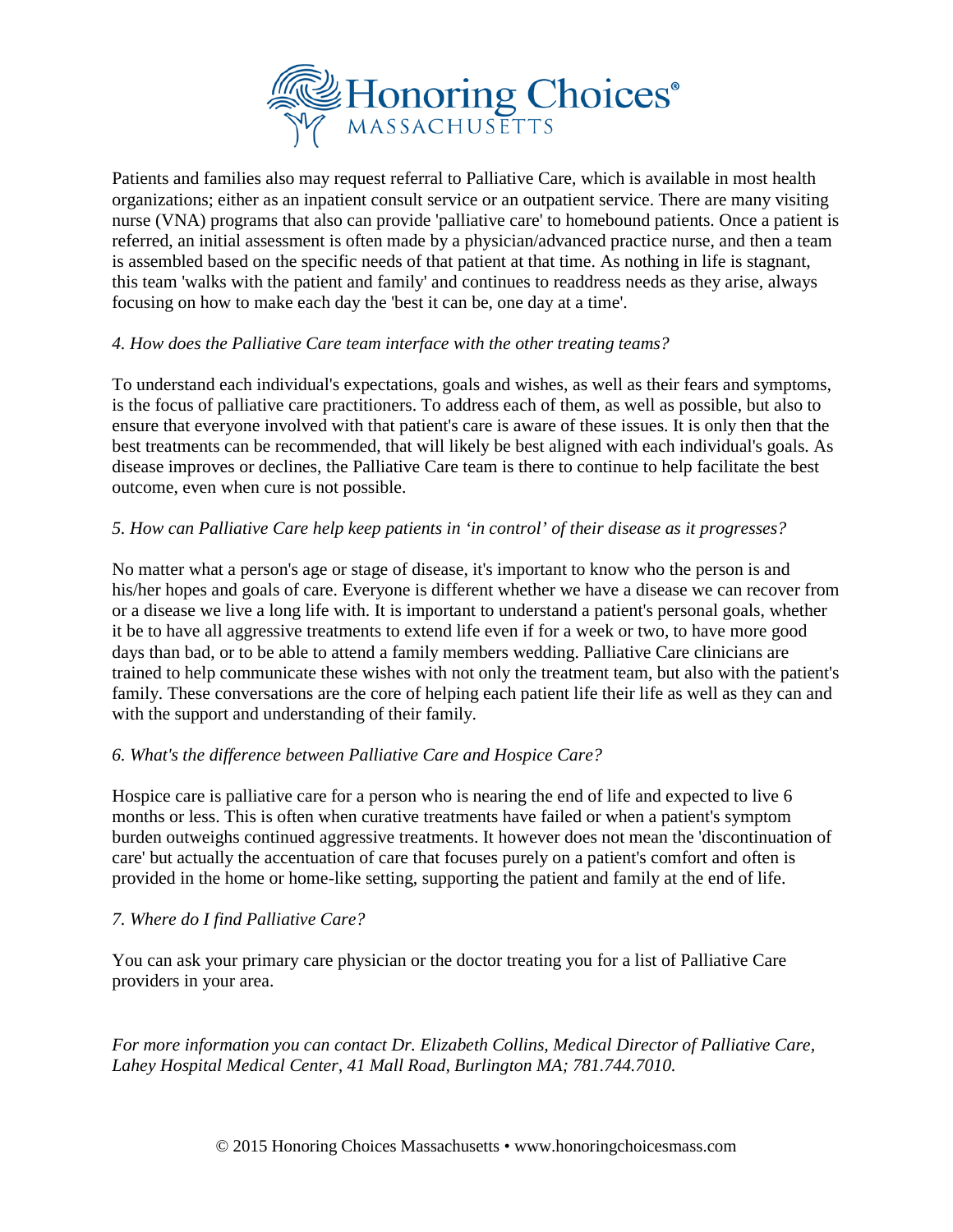Patients and families also may request referral to Palliative Care, which is available in most health organizations; either as an inpatient consult service or an outpatient service. There are many visiting nurse (VNA) programs that also can provide 'palliative care' to homebound patients. Once a patient is referred, an initial assessment is often made by a physician/advanced practice nurse, and then a team is assembled based on the specific needs of that patient at that time. As nothing in life is stagnant, this team 'walks with the patient and family' and continues to readdress needs as they arise, always focusing on how to make each day the 'best it can be, one day at a time'.

*4. How does the Palliative Care team interface with the other treating teams?*

To understand each individual's expectations, goals and wishes, as well as their fears and symptoms, is the focus of palliative care practitioners. To address each of them, as well as possible, but also to ensure that everyone involved with that patient's care is aware of these issues. It is only then that the best treatments can be recommended, that will likely be best aligned with each individual's goals. As disease improves or declines, the Palliative Care team is there to continue to help facilitate the best outcome, even when cure is not possible.

*5. How can Palliative Care help keep patients in 'in control' of their disease as it progresses?*

No matter what a person's age or stage of disease, it's important to know who the person is and his/her hopes and goals of care. Everyone is different whether we have a disease we can recover from or a disease we live a long life with. It is important to understand a patient's personal goals, whether it be to have all aggressive treatments to extend life even if for a week or two, to have more good days than bad, or to be able to attend a family members wedding. Palliative Care clinicians are trained to help communicate these wishes with not only the treatment team, but also with the patient's family. These conversations are the core of helping each patient life their life as well as they can and with the support and understanding of their family.

*6. What's the difference between Palliative Care and Hospice Care?*

Hospice care is palliative care for a person who is nearing the end of life and expected to live 6 months or less. This is often when curative treatments have failed or when a patient's symptom burden outweighs continued aggressive treatments. It however does not mean the 'discontinuation of care' but actually the accentuation of care that focuses purely on a patient's comfort and often is provided in the home or home-like setting, supporting the patient and family at the end of life.

*7. Where do I find Palliative Care?*

You can ask your primary care physician or the doctor treating you for a list of Palliative Care providers in your area.

*For more information you can contact Dr. Elizabeth Collins, Medical Director of Palliative Care, Lahey Hospital Medical Center, 41 Mall Road, Burlington MA; 781.744.7010.*

© 2015 Honoring Choices Massachusetts • www.honoringchoicesmass.com